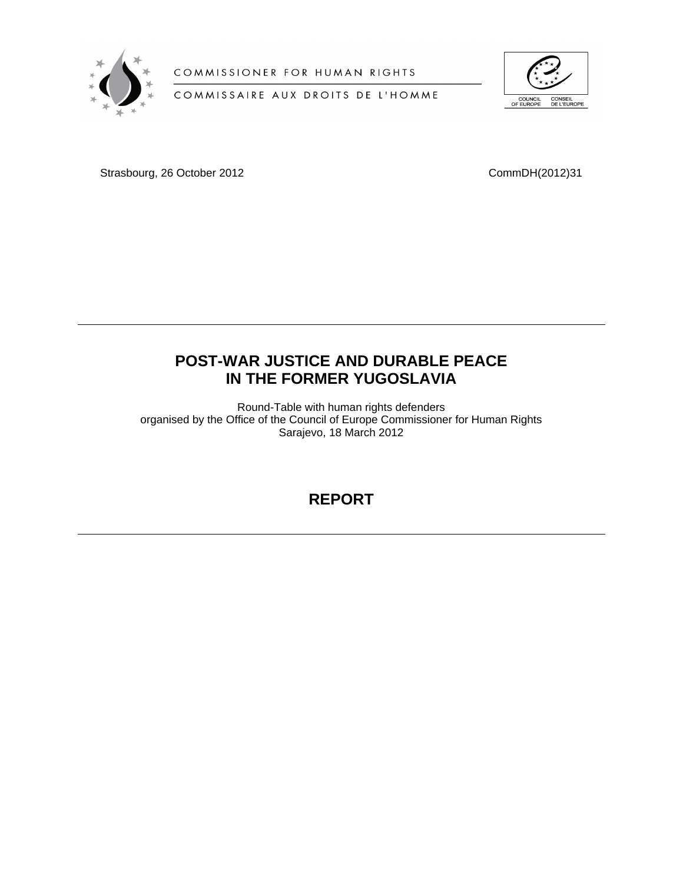COMMISSIONER FOR HUMAN RIGHTS

COMMISSAIRE AUX DROITS DE L'HOMME

COUNCIL OF EUROPE CONSEIL DE L'EUROPE

Strasbourg, 26 October 2012

CommDH(2012)31

---

# POST-WAR JUSTICE AND DURABLE PEACE IN THE FORMER YUGOSLAVIA

Round-Table with human rights defenders
organised by the Office of the Council of Europe Commissioner for Human Rights
Sarajevo, 18 March 2012

## REPORT

---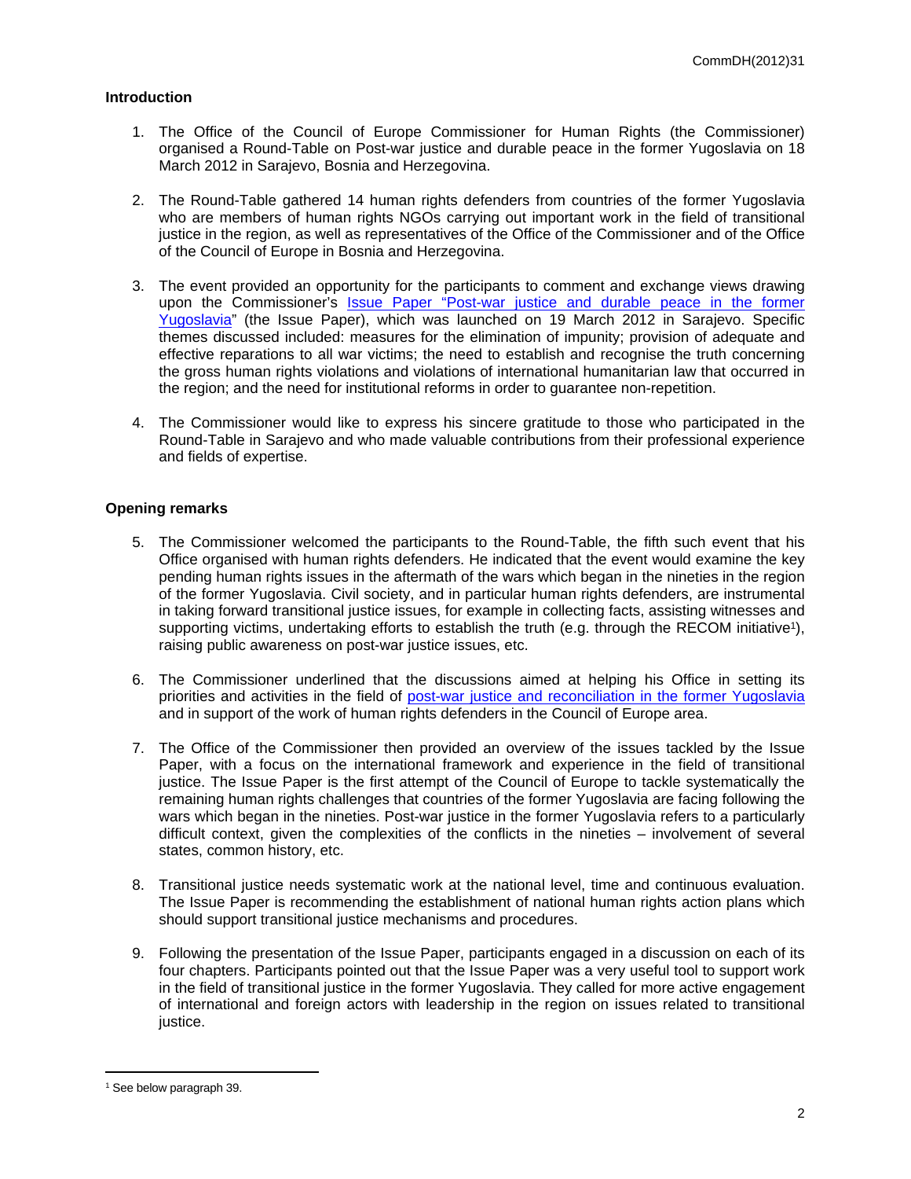## Introduction

1. The Office of the Council of Europe Commissioner for Human Rights (the Commissioner) organised a Round-Table on Post-war justice and durable peace in the former Yugoslavia on 18 March 2012 in Sarajevo, Bosnia and Herzegovina.

2. The Round-Table gathered 14 human rights defenders from countries of the former Yugoslavia who are members of human rights NGOs carrying out important work in the field of transitional justice in the region, as well as representatives of the Office of the Commissioner and of the Office of the Council of Europe in Bosnia and Herzegovina.

3. The event provided an opportunity for the participants to comment and exchange views drawing upon the Commissioner's Issue Paper "Post-war justice and durable peace in the former Yugoslavia" (the Issue Paper), which was launched on 19 March 2012 in Sarajevo. Specific themes discussed included: measures for the elimination of impunity; provision of adequate and effective reparations to all war victims; the need to establish and recognise the truth concerning the gross human rights violations and violations of international humanitarian law that occurred in the region; and the need for institutional reforms in order to guarantee non-repetition.

4. The Commissioner would like to express his sincere gratitude to those who participated in the Round-Table in Sarajevo and who made valuable contributions from their professional experience and fields of expertise.

## Opening remarks

5. The Commissioner welcomed the participants to the Round-Table, the fifth such event that his Office organised with human rights defenders. He indicated that the event would examine the key pending human rights issues in the aftermath of the wars which began in the nineties in the region of the former Yugoslavia. Civil society, and in particular human rights defenders, are instrumental in taking forward transitional justice issues, for example in collecting facts, assisting witnesses and supporting victims, undertaking efforts to establish the truth (e.g. through the RECOM initiative[1]), raising public awareness on post-war justice issues, etc.

6. The Commissioner underlined that the discussions aimed at helping his Office in setting its priorities and activities in the field of post-war justice and reconciliation in the former Yugoslavia and in support of the work of human rights defenders in the Council of Europe area.

7. The Office of the Commissioner then provided an overview of the issues tackled by the Issue Paper, with a focus on the international framework and experience in the field of transitional justice. The Issue Paper is the first attempt of the Council of Europe to tackle systematically the remaining human rights challenges that countries of the former Yugoslavia are facing following the wars which began in the nineties. Post-war justice in the former Yugoslavia refers to a particularly difficult context, given the complexities of the conflicts in the nineties – involvement of several states, common history, etc.

8. Transitional justice needs systematic work at the national level, time and continuous evaluation. The Issue Paper is recommending the establishment of national human rights action plans which should support transitional justice mechanisms and procedures.

9. Following the presentation of the Issue Paper, participants engaged in a discussion on each of its four chapters. Participants pointed out that the Issue Paper was a very useful tool to support work in the field of transitional justice in the former Yugoslavia. They called for more active engagement of international and foreign actors with leadership in the region on issues related to transitional justice.

---

[1] See below paragraph 39.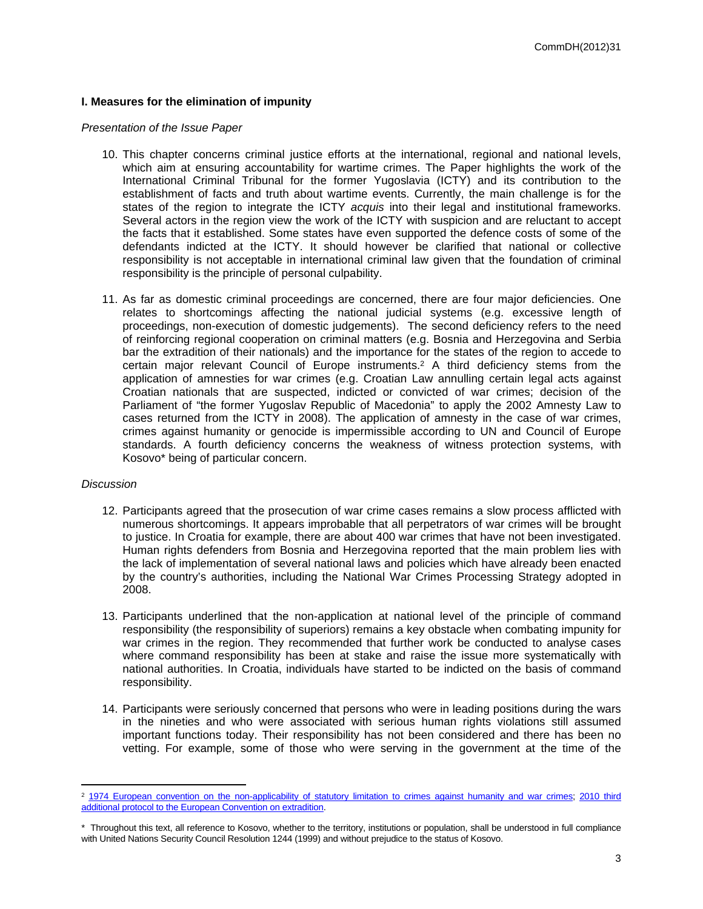### I. Measures for the elimination of impunity

*Presentation of the Issue Paper*

10. This chapter concerns criminal justice efforts at the international, regional and national levels, which aim at ensuring accountability for wartime crimes. The Paper highlights the work of the International Criminal Tribunal for the former Yugoslavia (ICTY) and its contribution to the establishment of facts and truth about wartime events. Currently, the main challenge is for the states of the region to integrate the ICTY *acquis* into their legal and institutional frameworks. Several actors in the region view the work of the ICTY with suspicion and are reluctant to accept the facts that it established. Some states have even supported the defence costs of some of the defendants indicted at the ICTY. It should however be clarified that national or collective responsibility is not acceptable in international criminal law given that the foundation of criminal responsibility is the principle of personal culpability.

11. As far as domestic criminal proceedings are concerned, there are four major deficiencies. One relates to shortcomings affecting the national judicial systems (e.g. excessive length of proceedings, non-execution of domestic judgements). The second deficiency refers to the need of reinforcing regional cooperation on criminal matters (e.g. Bosnia and Herzegovina and Serbia bar the extradition of their nationals) and the importance for the states of the region to accede to certain major relevant Council of Europe instruments.[2] A third deficiency stems from the application of amnesties for war crimes (e.g. Croatian Law annulling certain legal acts against Croatian nationals that are suspected, indicted or convicted of war crimes; decision of the Parliament of "the former Yugoslav Republic of Macedonia" to apply the 2002 Amnesty Law to cases returned from the ICTY in 2008). The application of amnesty in the case of war crimes, crimes against humanity or genocide is impermissible according to UN and Council of Europe standards. A fourth deficiency concerns the weakness of witness protection systems, with Kosovo* being of particular concern.

*Discussion*

12. Participants agreed that the prosecution of war crime cases remains a slow process afflicted with numerous shortcomings. It appears improbable that all perpetrators of war crimes will be brought to justice. In Croatia for example, there are about 400 war crimes that have not been investigated. Human rights defenders from Bosnia and Herzegovina reported that the main problem lies with the lack of implementation of several national laws and policies which have already been enacted by the country's authorities, including the National War Crimes Processing Strategy adopted in 2008.

13. Participants underlined that the non-application at national level of the principle of command responsibility (the responsibility of superiors) remains a key obstacle when combating impunity for war crimes in the region. They recommended that further work be conducted to analyse cases where command responsibility has been at stake and raise the issue more systematically with national authorities. In Croatia, individuals have started to be indicted on the basis of command responsibility.

14. Participants were seriously concerned that persons who were in leading positions during the wars in the nineties and who were associated with serious human rights violations still assumed important functions today. Their responsibility has not been considered and there has been no vetting. For example, some of those who were serving in the government at the time of the

---

[2] 1974 European convention on the non-applicability of statutory limitation to crimes against humanity and war crimes; 2010 third additional protocol to the European Convention on extradition.

\* Throughout this text, all reference to Kosovo, whether to the territory, institutions or population, shall be understood in full compliance with United Nations Security Council Resolution 1244 (1999) and without prejudice to the status of Kosovo.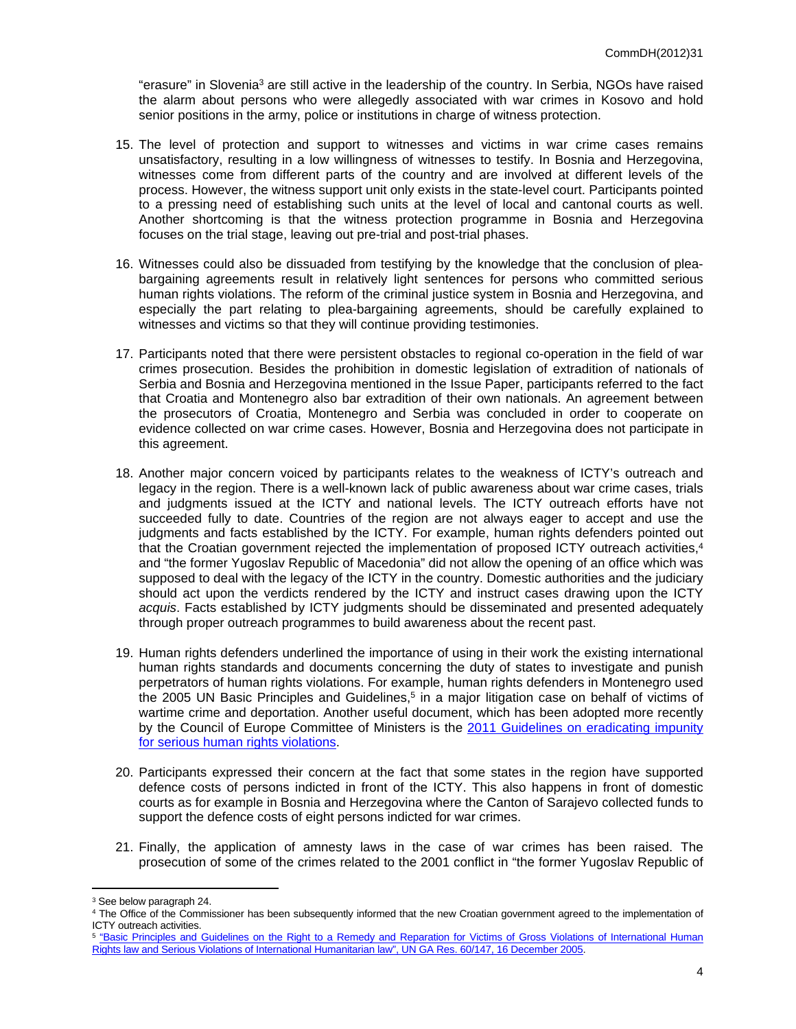"erasure" in Slovenia[3] are still active in the leadership of the country. In Serbia, NGOs have raised the alarm about persons who were allegedly associated with war crimes in Kosovo and hold senior positions in the army, police or institutions in charge of witness protection.

15. The level of protection and support to witnesses and victims in war crime cases remains unsatisfactory, resulting in a low willingness of witnesses to testify. In Bosnia and Herzegovina, witnesses come from different parts of the country and are involved at different levels of the process. However, the witness support unit only exists in the state-level court. Participants pointed to a pressing need of establishing such units at the level of local and cantonal courts as well. Another shortcoming is that the witness protection programme in Bosnia and Herzegovina focuses on the trial stage, leaving out pre-trial and post-trial phases.

16. Witnesses could also be dissuaded from testifying by the knowledge that the conclusion of plea-bargaining agreements result in relatively light sentences for persons who committed serious human rights violations. The reform of the criminal justice system in Bosnia and Herzegovina, and especially the part relating to plea-bargaining agreements, should be carefully explained to witnesses and victims so that they will continue providing testimonies.

17. Participants noted that there were persistent obstacles to regional co-operation in the field of war crimes prosecution. Besides the prohibition in domestic legislation of extradition of nationals of Serbia and Bosnia and Herzegovina mentioned in the Issue Paper, participants referred to the fact that Croatia and Montenegro also bar extradition of their own nationals. An agreement between the prosecutors of Croatia, Montenegro and Serbia was concluded in order to cooperate on evidence collected on war crime cases. However, Bosnia and Herzegovina does not participate in this agreement.

18. Another major concern voiced by participants relates to the weakness of ICTY's outreach and legacy in the region. There is a well-known lack of public awareness about war crime cases, trials and judgments issued at the ICTY and national levels. The ICTY outreach efforts have not succeeded fully to date. Countries of the region are not always eager to accept and use the judgments and facts established by the ICTY. For example, human rights defenders pointed out that the Croatian government rejected the implementation of proposed ICTY outreach activities,[4] and "the former Yugoslav Republic of Macedonia" did not allow the opening of an office which was supposed to deal with the legacy of the ICTY in the country. Domestic authorities and the judiciary should act upon the verdicts rendered by the ICTY and instruct cases drawing upon the ICTY *acquis*. Facts established by ICTY judgments should be disseminated and presented adequately through proper outreach programmes to build awareness about the recent past.

19. Human rights defenders underlined the importance of using in their work the existing international human rights standards and documents concerning the duty of states to investigate and punish perpetrators of human rights violations. For example, human rights defenders in Montenegro used the 2005 UN Basic Principles and Guidelines,[5] in a major litigation case on behalf of victims of wartime crime and deportation. Another useful document, which has been adopted more recently by the Council of Europe Committee of Ministers is the [2011 Guidelines on eradicating impunity for serious human rights violations](#).

20. Participants expressed their concern at the fact that some states in the region have supported defence costs of persons indicted in front of the ICTY. This also happens in front of domestic courts as for example in Bosnia and Herzegovina where the Canton of Sarajevo collected funds to support the defence costs of eight persons indicted for war crimes.

21. Finally, the application of amnesty laws in the case of war crimes has been raised. The prosecution of some of the crimes related to the 2001 conflict in "the former Yugoslav Republic of

---

[3] See below paragraph 24.

[4] The Office of the Commissioner has been subsequently informed that the new Croatian government agreed to the implementation of ICTY outreach activities.

[5] "Basic Principles and Guidelines on the Right to a Remedy and Reparation for Victims of Gross Violations of International Human Rights law and Serious Violations of International Humanitarian law", UN GA Res. 60/147, 16 December 2005.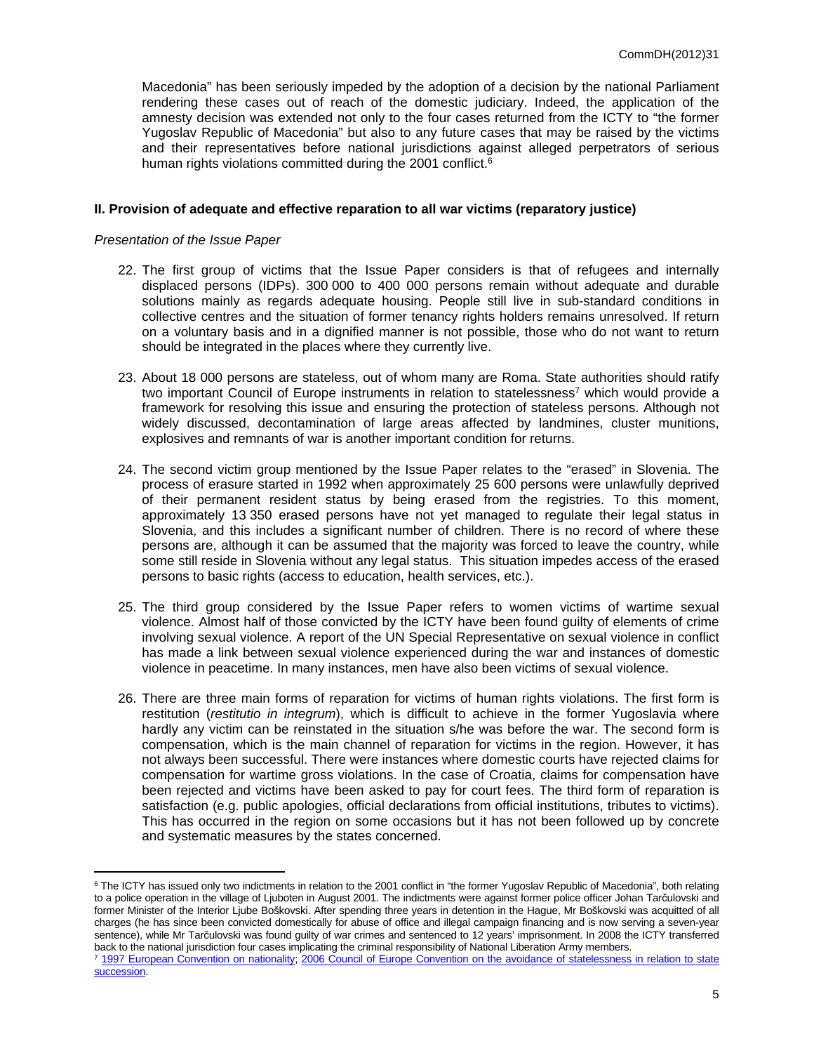Macedonia" has been seriously impeded by the adoption of a decision by the national Parliament rendering these cases out of reach of the domestic judiciary. Indeed, the application of the amnesty decision was extended not only to the four cases returned from the ICTY to "the former Yugoslav Republic of Macedonia" but also to any future cases that may be raised by the victims and their representatives before national jurisdictions against alleged perpetrators of serious human rights violations committed during the 2001 conflict.[6]

**II. Provision of adequate and effective reparation to all war victims (reparatory justice)**

*Presentation of the Issue Paper*

22. The first group of victims that the Issue Paper considers is that of refugees and internally displaced persons (IDPs). 300 000 to 400 000 persons remain without adequate and durable solutions mainly as regards adequate housing. People still live in sub-standard conditions in collective centres and the situation of former tenancy rights holders remains unresolved. If return on a voluntary basis and in a dignified manner is not possible, those who do not want to return should be integrated in the places where they currently live.

23. About 18 000 persons are stateless, out of whom many are Roma. State authorities should ratify two important Council of Europe instruments in relation to statelessness[7] which would provide a framework for resolving this issue and ensuring the protection of stateless persons. Although not widely discussed, decontamination of large areas affected by landmines, cluster munitions, explosives and remnants of war is another important condition for returns.

24. The second victim group mentioned by the Issue Paper relates to the "erased" in Slovenia. The process of erasure started in 1992 when approximately 25 600 persons were unlawfully deprived of their permanent resident status by being erased from the registries. To this moment, approximately 13 350 erased persons have not yet managed to regulate their legal status in Slovenia, and this includes a significant number of children. There is no record of where these persons are, although it can be assumed that the majority was forced to leave the country, while some still reside in Slovenia without any legal status. This situation impedes access of the erased persons to basic rights (access to education, health services, etc.).

25. The third group considered by the Issue Paper refers to women victims of wartime sexual violence. Almost half of those convicted by the ICTY have been found guilty of elements of crime involving sexual violence. A report of the UN Special Representative on sexual violence in conflict has made a link between sexual violence experienced during the war and instances of domestic violence in peacetime. In many instances, men have also been victims of sexual violence.

26. There are three main forms of reparation for victims of human rights violations. The first form is restitution (*restitutio in integrum*), which is difficult to achieve in the former Yugoslavia where hardly any victim can be reinstated in the situation s/he was before the war. The second form is compensation, which is the main channel of reparation for victims in the region. However, it has not always been successful. There were instances where domestic courts have rejected claims for compensation for wartime gross violations. In the case of Croatia, claims for compensation have been rejected and victims have been asked to pay for court fees. The third form of reparation is satisfaction (e.g. public apologies, official declarations from official institutions, tributes to victims). This has occurred in the region on some occasions but it has not been followed up by concrete and systematic measures by the states concerned.

---

[6] The ICTY has issued only two indictments in relation to the 2001 conflict in "the former Yugoslav Republic of Macedonia", both relating to a police operation in the village of Ljuboten in August 2001. The indictments were against former police officer Johan Tarčulovski and former Minister of the Interior Ljube Boškovski. After spending three years in detention in the Hague, Mr Boškovski was acquitted of all charges (he has since been convicted domestically for abuse of office and illegal campaign financing and is now serving a seven-year sentence), while Mr Tarčulovski was found guilty of war crimes and sentenced to 12 years' imprisonment. In 2008 the ICTY transferred back to the national jurisdiction four cases implicating the criminal responsibility of National Liberation Army members.

[7] 1997 European Convention on nationality; 2006 Council of Europe Convention on the avoidance of statelessness in relation to state succession.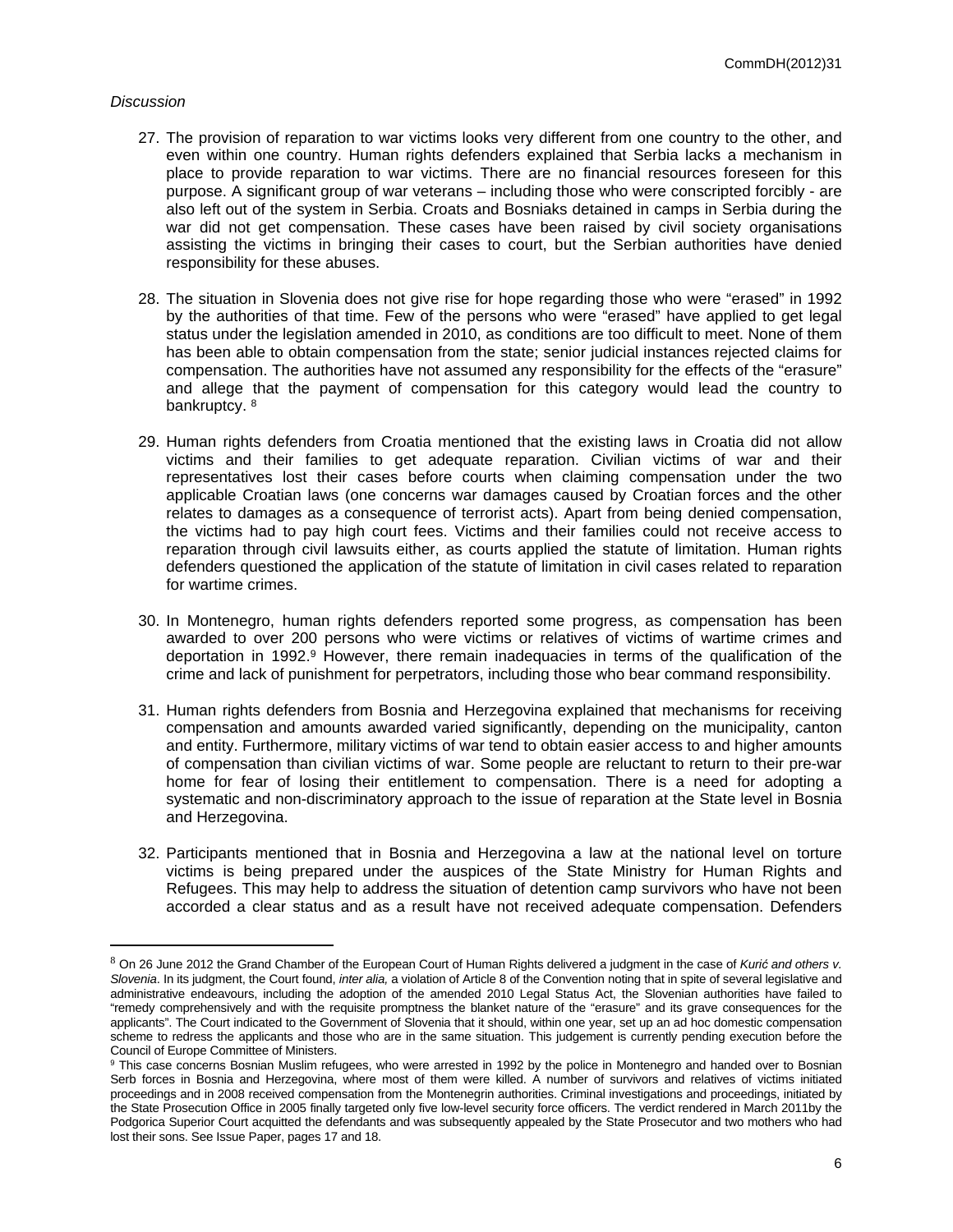*Discussion*

27. The provision of reparation to war victims looks very different from one country to the other, and even within one country. Human rights defenders explained that Serbia lacks a mechanism in place to provide reparation to war victims. There are no financial resources foreseen for this purpose. A significant group of war veterans – including those who were conscripted forcibly - are also left out of the system in Serbia. Croats and Bosniaks detained in camps in Serbia during the war did not get compensation. These cases have been raised by civil society organisations assisting the victims in bringing their cases to court, but the Serbian authorities have denied responsibility for these abuses.

28. The situation in Slovenia does not give rise for hope regarding those who were "erased" in 1992 by the authorities of that time. Few of the persons who were "erased" have applied to get legal status under the legislation amended in 2010, as conditions are too difficult to meet. None of them has been able to obtain compensation from the state; senior judicial instances rejected claims for compensation. The authorities have not assumed any responsibility for the effects of the "erasure" and allege that the payment of compensation for this category would lead the country to bankruptcy. [8]

29. Human rights defenders from Croatia mentioned that the existing laws in Croatia did not allow victims and their families to get adequate reparation. Civilian victims of war and their representatives lost their cases before courts when claiming compensation under the two applicable Croatian laws (one concerns war damages caused by Croatian forces and the other relates to damages as a consequence of terrorist acts). Apart from being denied compensation, the victims had to pay high court fees. Victims and their families could not receive access to reparation through civil lawsuits either, as courts applied the statute of limitation. Human rights defenders questioned the application of the statute of limitation in civil cases related to reparation for wartime crimes.

30. In Montenegro, human rights defenders reported some progress, as compensation has been awarded to over 200 persons who were victims or relatives of victims of wartime crimes and deportation in 1992.[9] However, there remain inadequacies in terms of the qualification of the crime and lack of punishment for perpetrators, including those who bear command responsibility.

31. Human rights defenders from Bosnia and Herzegovina explained that mechanisms for receiving compensation and amounts awarded varied significantly, depending on the municipality, canton and entity. Furthermore, military victims of war tend to obtain easier access to and higher amounts of compensation than civilian victims of war. Some people are reluctant to return to their pre-war home for fear of losing their entitlement to compensation. There is a need for adopting a systematic and non-discriminatory approach to the issue of reparation at the State level in Bosnia and Herzegovina.

32. Participants mentioned that in Bosnia and Herzegovina a law at the national level on torture victims is being prepared under the auspices of the State Ministry for Human Rights and Refugees. This may help to address the situation of detention camp survivors who have not been accorded a clear status and as a result have not received adequate compensation. Defenders

---

[8] On 26 June 2012 the Grand Chamber of the European Court of Human Rights delivered a judgment in the case of *Kurić and others v. Slovenia*. In its judgment, the Court found, *inter alia,* a violation of Article 8 of the Convention noting that in spite of several legislative and administrative endeavours, including the adoption of the amended 2010 Legal Status Act, the Slovenian authorities have failed to "remedy comprehensively and with the requisite promptness the blanket nature of the "erasure" and its grave consequences for the applicants". The Court indicated to the Government of Slovenia that it should, within one year, set up an ad hoc domestic compensation scheme to redress the applicants and those who are in the same situation. This judgement is currently pending execution before the Council of Europe Committee of Ministers.

[9] This case concerns Bosnian Muslim refugees, who were arrested in 1992 by the police in Montenegro and handed over to Bosnian Serb forces in Bosnia and Herzegovina, where most of them were killed. A number of survivors and relatives of victims initiated proceedings and in 2008 received compensation from the Montenegrin authorities. Criminal investigations and proceedings, initiated by the State Prosecution Office in 2005 finally targeted only five low-level security force officers. The verdict rendered in March 2011by the Podgorica Superior Court acquitted the defendants and was subsequently appealed by the State Prosecutor and two mothers who had lost their sons. See Issue Paper, pages 17 and 18.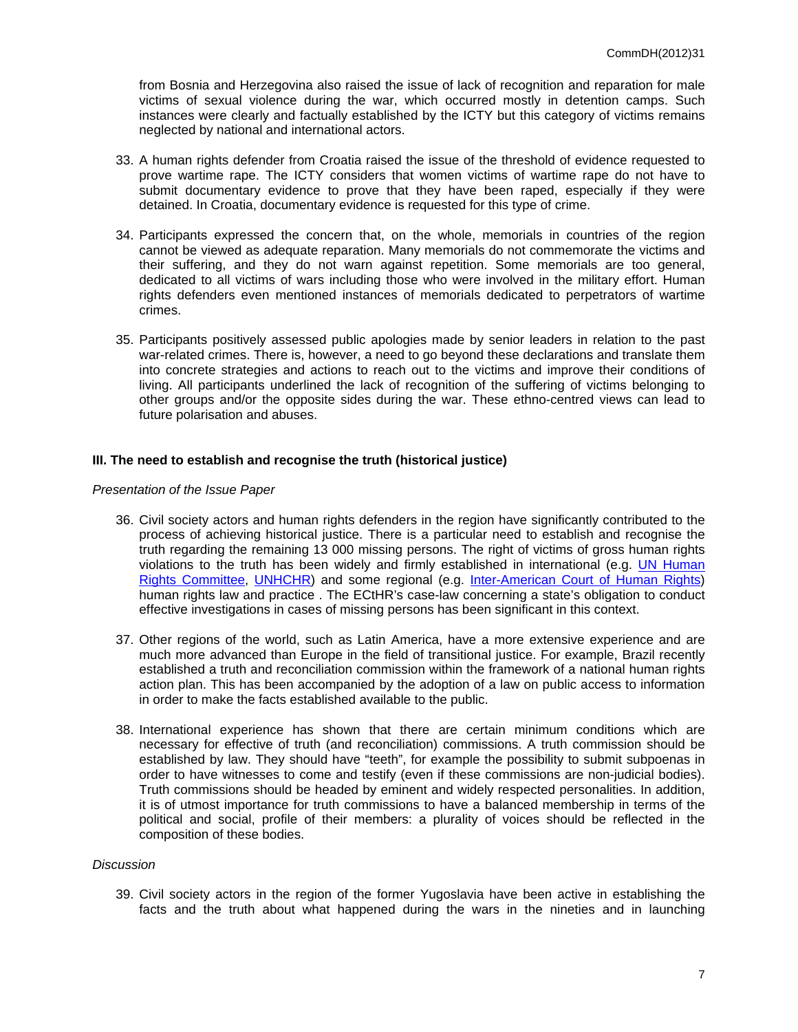from Bosnia and Herzegovina also raised the issue of lack of recognition and reparation for male victims of sexual violence during the war, which occurred mostly in detention camps. Such instances were clearly and factually established by the ICTY but this category of victims remains neglected by national and international actors.

33. A human rights defender from Croatia raised the issue of the threshold of evidence requested to prove wartime rape. The ICTY considers that women victims of wartime rape do not have to submit documentary evidence to prove that they have been raped, especially if they were detained. In Croatia, documentary evidence is requested for this type of crime.

34. Participants expressed the concern that, on the whole, memorials in countries of the region cannot be viewed as adequate reparation. Many memorials do not commemorate the victims and their suffering, and they do not warn against repetition. Some memorials are too general, dedicated to all victims of wars including those who were involved in the military effort. Human rights defenders even mentioned instances of memorials dedicated to perpetrators of wartime crimes.

35. Participants positively assessed public apologies made by senior leaders in relation to the past war-related crimes. There is, however, a need to go beyond these declarations and translate them into concrete strategies and actions to reach out to the victims and improve their conditions of living. All participants underlined the lack of recognition of the suffering of victims belonging to other groups and/or the opposite sides during the war. These ethno-centred views can lead to future polarisation and abuses.

## III. The need to establish and recognise the truth (historical justice)

*Presentation of the Issue Paper*

36. Civil society actors and human rights defenders in the region have significantly contributed to the process of achieving historical justice. There is a particular need to establish and recognise the truth regarding the remaining 13 000 missing persons. The right of victims of gross human rights violations to the truth has been widely and firmly established in international (e.g. UN Human Rights Committee, UNHCHR) and some regional (e.g. Inter-American Court of Human Rights) human rights law and practice . The ECtHR's case-law concerning a state's obligation to conduct effective investigations in cases of missing persons has been significant in this context.

37. Other regions of the world, such as Latin America, have a more extensive experience and are much more advanced than Europe in the field of transitional justice. For example, Brazil recently established a truth and reconciliation commission within the framework of a national human rights action plan. This has been accompanied by the adoption of a law on public access to information in order to make the facts established available to the public.

38. International experience has shown that there are certain minimum conditions which are necessary for effective of truth (and reconciliation) commissions. A truth commission should be established by law. They should have "teeth", for example the possibility to submit subpoenas in order to have witnesses to come and testify (even if these commissions are non-judicial bodies). Truth commissions should be headed by eminent and widely respected personalities. In addition, it is of utmost importance for truth commissions to have a balanced membership in terms of the political and social, profile of their members: a plurality of voices should be reflected in the composition of these bodies.

*Discussion*

39. Civil society actors in the region of the former Yugoslavia have been active in establishing the facts and the truth about what happened during the wars in the nineties and in launching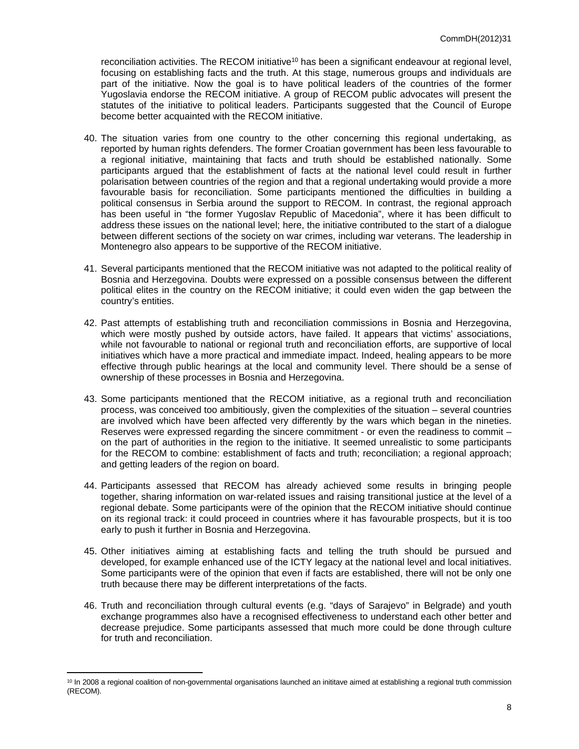reconciliation activities. The RECOM initiative[10] has been a significant endeavour at regional level, focusing on establishing facts and the truth. At this stage, numerous groups and individuals are part of the initiative. Now the goal is to have political leaders of the countries of the former Yugoslavia endorse the RECOM initiative. A group of RECOM public advocates will present the statutes of the initiative to political leaders. Participants suggested that the Council of Europe become better acquainted with the RECOM initiative.

40. The situation varies from one country to the other concerning this regional undertaking, as reported by human rights defenders. The former Croatian government has been less favourable to a regional initiative, maintaining that facts and truth should be established nationally. Some participants argued that the establishment of facts at the national level could result in further polarisation between countries of the region and that a regional undertaking would provide a more favourable basis for reconciliation. Some participants mentioned the difficulties in building a political consensus in Serbia around the support to RECOM. In contrast, the regional approach has been useful in "the former Yugoslav Republic of Macedonia", where it has been difficult to address these issues on the national level; here, the initiative contributed to the start of a dialogue between different sections of the society on war crimes, including war veterans. The leadership in Montenegro also appears to be supportive of the RECOM initiative.

41. Several participants mentioned that the RECOM initiative was not adapted to the political reality of Bosnia and Herzegovina. Doubts were expressed on a possible consensus between the different political elites in the country on the RECOM initiative; it could even widen the gap between the country's entities.

42. Past attempts of establishing truth and reconciliation commissions in Bosnia and Herzegovina, which were mostly pushed by outside actors, have failed. It appears that victims' associations, while not favourable to national or regional truth and reconciliation efforts, are supportive of local initiatives which have a more practical and immediate impact. Indeed, healing appears to be more effective through public hearings at the local and community level. There should be a sense of ownership of these processes in Bosnia and Herzegovina.

43. Some participants mentioned that the RECOM initiative, as a regional truth and reconciliation process, was conceived too ambitiously, given the complexities of the situation – several countries are involved which have been affected very differently by the wars which began in the nineties. Reserves were expressed regarding the sincere commitment - or even the readiness to commit – on the part of authorities in the region to the initiative. It seemed unrealistic to some participants for the RECOM to combine: establishment of facts and truth; reconciliation; a regional approach; and getting leaders of the region on board.

44. Participants assessed that RECOM has already achieved some results in bringing people together, sharing information on war-related issues and raising transitional justice at the level of a regional debate. Some participants were of the opinion that the RECOM initiative should continue on its regional track: it could proceed in countries where it has favourable prospects, but it is too early to push it further in Bosnia and Herzegovina.

45. Other initiatives aiming at establishing facts and telling the truth should be pursued and developed, for example enhanced use of the ICTY legacy at the national level and local initiatives. Some participants were of the opinion that even if facts are established, there will not be only one truth because there may be different interpretations of the facts.

46. Truth and reconciliation through cultural events (e.g. "days of Sarajevo" in Belgrade) and youth exchange programmes also have a recognised effectiveness to understand each other better and decrease prejudice. Some participants assessed that much more could be done through culture for truth and reconciliation.

---

[10] In 2008 a regional coalition of non-governmental organisations launched an inititave aimed at establishing a regional truth commission (RECOM).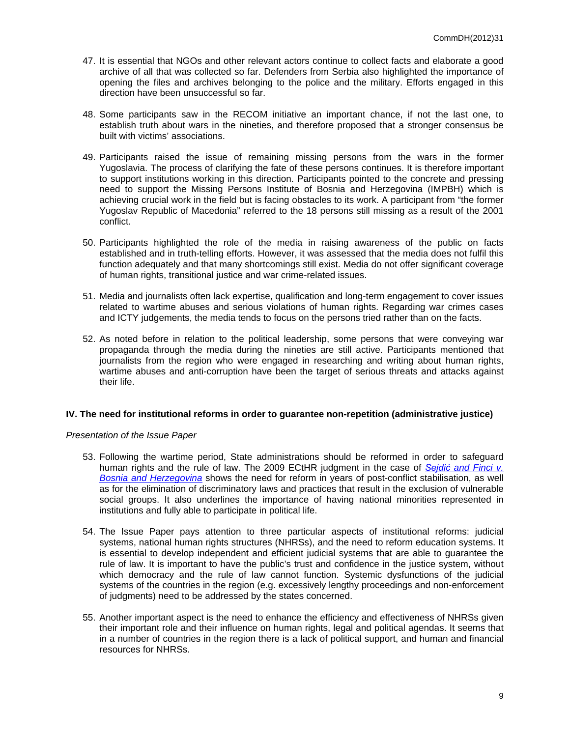47. It is essential that NGOs and other relevant actors continue to collect facts and elaborate a good archive of all that was collected so far. Defenders from Serbia also highlighted the importance of opening the files and archives belonging to the police and the military. Efforts engaged in this direction have been unsuccessful so far.

48. Some participants saw in the RECOM initiative an important chance, if not the last one, to establish truth about wars in the nineties, and therefore proposed that a stronger consensus be built with victims' associations.

49. Participants raised the issue of remaining missing persons from the wars in the former Yugoslavia. The process of clarifying the fate of these persons continues. It is therefore important to support institutions working in this direction. Participants pointed to the concrete and pressing need to support the Missing Persons Institute of Bosnia and Herzegovina (IMPBH) which is achieving crucial work in the field but is facing obstacles to its work. A participant from "the former Yugoslav Republic of Macedonia" referred to the 18 persons still missing as a result of the 2001 conflict.

50. Participants highlighted the role of the media in raising awareness of the public on facts established and in truth-telling efforts. However, it was assessed that the media does not fulfil this function adequately and that many shortcomings still exist. Media do not offer significant coverage of human rights, transitional justice and war crime-related issues.

51. Media and journalists often lack expertise, qualification and long-term engagement to cover issues related to wartime abuses and serious violations of human rights. Regarding war crimes cases and ICTY judgements, the media tends to focus on the persons tried rather than on the facts.

52. As noted before in relation to the political leadership, some persons that were conveying war propaganda through the media during the nineties are still active. Participants mentioned that journalists from the region who were engaged in researching and writing about human rights, wartime abuses and anti-corruption have been the target of serious threats and attacks against their life.

## IV. The need for institutional reforms in order to guarantee non-repetition (administrative justice)

*Presentation of the Issue Paper*

53. Following the wartime period, State administrations should be reformed in order to safeguard human rights and the rule of law. The 2009 ECtHR judgment in the case of *Sejdić and Finci v. Bosnia and Herzegovina* shows the need for reform in years of post-conflict stabilisation, as well as for the elimination of discriminatory laws and practices that result in the exclusion of vulnerable social groups. It also underlines the importance of having national minorities represented in institutions and fully able to participate in political life.

54. The Issue Paper pays attention to three particular aspects of institutional reforms: judicial systems, national human rights structures (NHRSs), and the need to reform education systems. It is essential to develop independent and efficient judicial systems that are able to guarantee the rule of law. It is important to have the public's trust and confidence in the justice system, without which democracy and the rule of law cannot function. Systemic dysfunctions of the judicial systems of the countries in the region (e.g. excessively lengthy proceedings and non-enforcement of judgments) need to be addressed by the states concerned.

55. Another important aspect is the need to enhance the efficiency and effectiveness of NHRSs given their important role and their influence on human rights, legal and political agendas. It seems that in a number of countries in the region there is a lack of political support, and human and financial resources for NHRSs.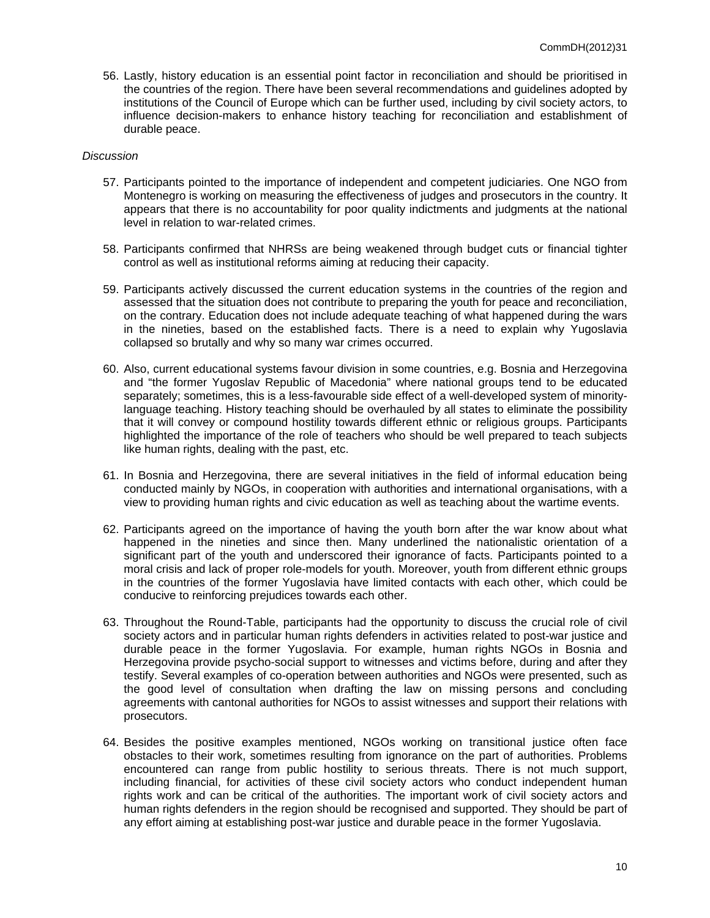56. Lastly, history education is an essential point factor in reconciliation and should be prioritised in the countries of the region. There have been several recommendations and guidelines adopted by institutions of the Council of Europe which can be further used, including by civil society actors, to influence decision-makers to enhance history teaching for reconciliation and establishment of durable peace.

*Discussion*

57. Participants pointed to the importance of independent and competent judiciaries. One NGO from Montenegro is working on measuring the effectiveness of judges and prosecutors in the country. It appears that there is no accountability for poor quality indictments and judgments at the national level in relation to war-related crimes.

58. Participants confirmed that NHRSs are being weakened through budget cuts or financial tighter control as well as institutional reforms aiming at reducing their capacity.

59. Participants actively discussed the current education systems in the countries of the region and assessed that the situation does not contribute to preparing the youth for peace and reconciliation, on the contrary. Education does not include adequate teaching of what happened during the wars in the nineties, based on the established facts. There is a need to explain why Yugoslavia collapsed so brutally and why so many war crimes occurred.

60. Also, current educational systems favour division in some countries, e.g. Bosnia and Herzegovina and "the former Yugoslav Republic of Macedonia" where national groups tend to be educated separately; sometimes, this is a less-favourable side effect of a well-developed system of minority-language teaching. History teaching should be overhauled by all states to eliminate the possibility that it will convey or compound hostility towards different ethnic or religious groups. Participants highlighted the importance of the role of teachers who should be well prepared to teach subjects like human rights, dealing with the past, etc.

61. In Bosnia and Herzegovina, there are several initiatives in the field of informal education being conducted mainly by NGOs, in cooperation with authorities and international organisations, with a view to providing human rights and civic education as well as teaching about the wartime events.

62. Participants agreed on the importance of having the youth born after the war know about what happened in the nineties and since then. Many underlined the nationalistic orientation of a significant part of the youth and underscored their ignorance of facts. Participants pointed to a moral crisis and lack of proper role-models for youth. Moreover, youth from different ethnic groups in the countries of the former Yugoslavia have limited contacts with each other, which could be conducive to reinforcing prejudices towards each other.

63. Throughout the Round-Table, participants had the opportunity to discuss the crucial role of civil society actors and in particular human rights defenders in activities related to post-war justice and durable peace in the former Yugoslavia. For example, human rights NGOs in Bosnia and Herzegovina provide psycho-social support to witnesses and victims before, during and after they testify. Several examples of co-operation between authorities and NGOs were presented, such as the good level of consultation when drafting the law on missing persons and concluding agreements with cantonal authorities for NGOs to assist witnesses and support their relations with prosecutors.

64. Besides the positive examples mentioned, NGOs working on transitional justice often face obstacles to their work, sometimes resulting from ignorance on the part of authorities. Problems encountered can range from public hostility to serious threats. There is not much support, including financial, for activities of these civil society actors who conduct independent human rights work and can be critical of the authorities. The important work of civil society actors and human rights defenders in the region should be recognised and supported. They should be part of any effort aiming at establishing post-war justice and durable peace in the former Yugoslavia.